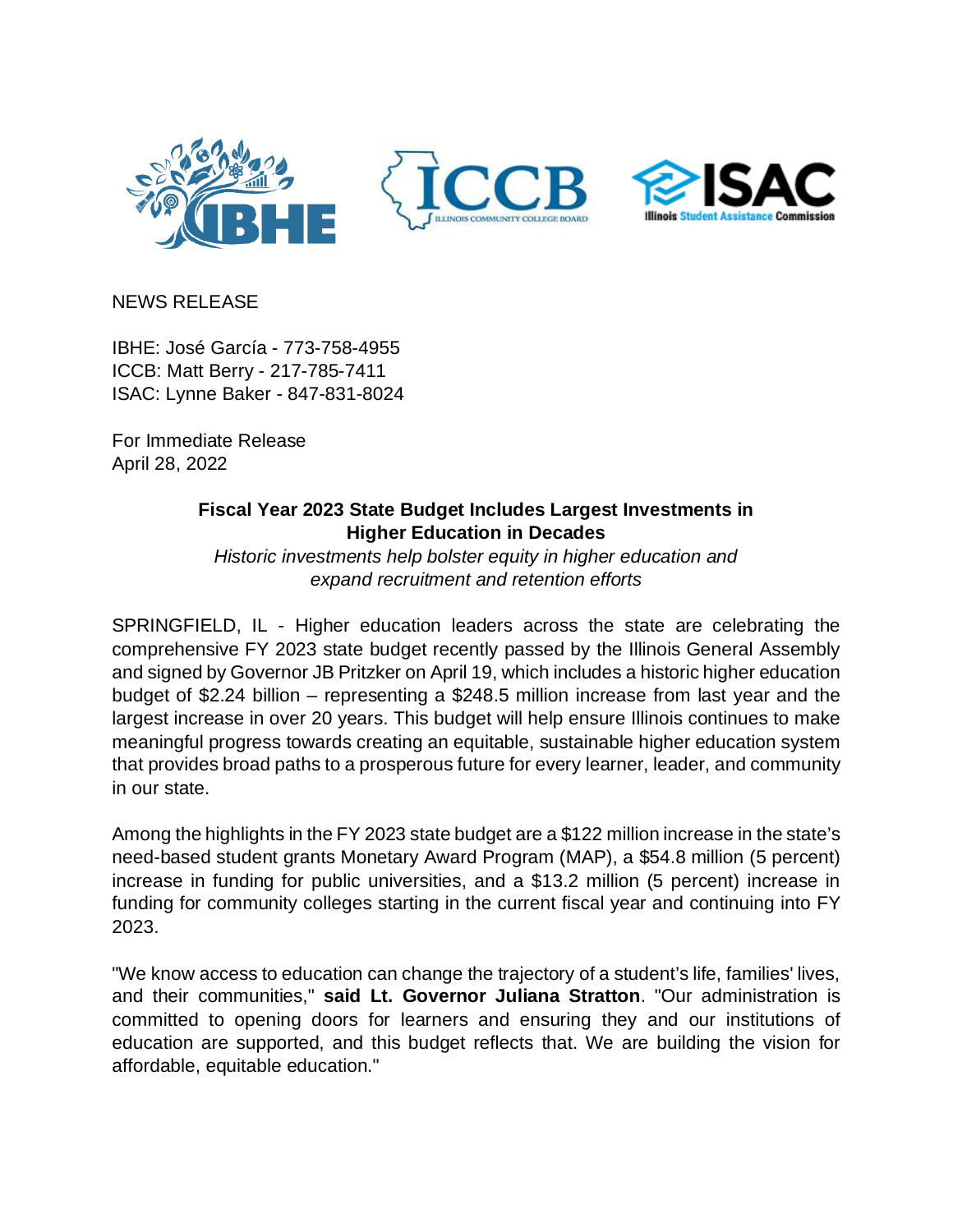NEWS RELEASE

IBHE: José García - 773-758-4955
ICCB: Matt Berry - 217-785-7411
ISAC: Lynne Baker - 847-831-8024

For Immediate Release
April 28, 2022

**Fiscal Year 2023 State Budget Includes Largest Investments in Higher Education in Decades**

*Historic investments help bolster equity in higher education and expand recruitment and retention efforts*

SPRINGFIELD, IL - Higher education leaders across the state are celebrating the comprehensive FY 2023 state budget recently passed by the Illinois General Assembly and signed by Governor JB Pritzker on April 19, which includes a historic higher education budget of $2.24 billion – representing a $248.5 million increase from last year and the largest increase in over 20 years. This budget will help ensure Illinois continues to make meaningful progress towards creating an equitable, sustainable higher education system that provides broad paths to a prosperous future for every learner, leader, and community in our state.

Among the highlights in the FY 2023 state budget are a $122 million increase in the state's need-based student grants Monetary Award Program (MAP), a $54.8 million (5 percent) increase in funding for public universities, and a $13.2 million (5 percent) increase in funding for community colleges starting in the current fiscal year and continuing into FY 2023.

"We know access to education can change the trajectory of a student's life, families' lives, and their communities," **said Lt. Governor Juliana Stratton**. "Our administration is committed to opening doors for learners and ensuring they and our institutions of education are supported, and this budget reflects that. We are building the vision for affordable, equitable education."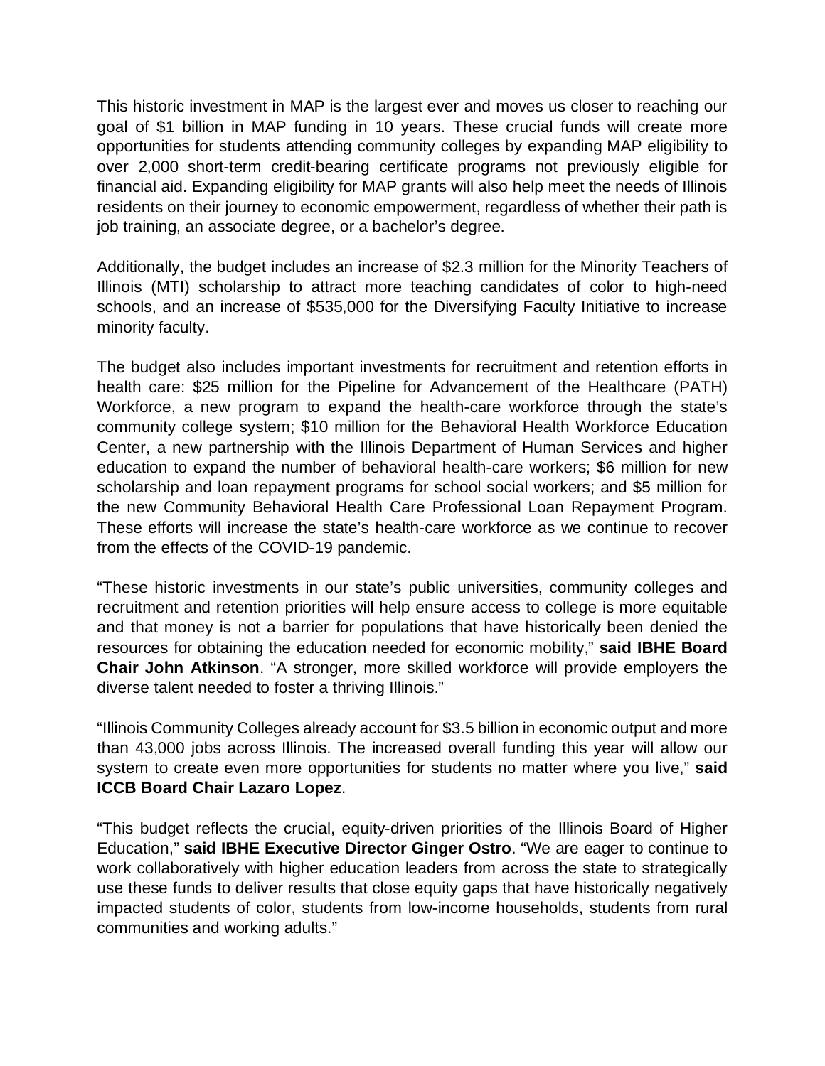This historic investment in MAP is the largest ever and moves us closer to reaching our goal of $1 billion in MAP funding in 10 years. These crucial funds will create more opportunities for students attending community colleges by expanding MAP eligibility to over 2,000 short-term credit-bearing certificate programs not previously eligible for financial aid. Expanding eligibility for MAP grants will also help meet the needs of Illinois residents on their journey to economic empowerment, regardless of whether their path is job training, an associate degree, or a bachelor's degree.

Additionally, the budget includes an increase of $2.3 million for the Minority Teachers of Illinois (MTI) scholarship to attract more teaching candidates of color to high-need schools, and an increase of $535,000 for the Diversifying Faculty Initiative to increase minority faculty.

The budget also includes important investments for recruitment and retention efforts in health care: $25 million for the Pipeline for Advancement of the Healthcare (PATH) Workforce, a new program to expand the health-care workforce through the state's community college system; $10 million for the Behavioral Health Workforce Education Center, a new partnership with the Illinois Department of Human Services and higher education to expand the number of behavioral health-care workers; $6 million for new scholarship and loan repayment programs for school social workers; and $5 million for the new Community Behavioral Health Care Professional Loan Repayment Program. These efforts will increase the state's health-care workforce as we continue to recover from the effects of the COVID-19 pandemic.

"These historic investments in our state's public universities, community colleges and recruitment and retention priorities will help ensure access to college is more equitable and that money is not a barrier for populations that have historically been denied the resources for obtaining the education needed for economic mobility," **said IBHE Board Chair John Atkinson**. "A stronger, more skilled workforce will provide employers the diverse talent needed to foster a thriving Illinois."

"Illinois Community Colleges already account for $3.5 billion in economic output and more than 43,000 jobs across Illinois. The increased overall funding this year will allow our system to create even more opportunities for students no matter where you live," **said ICCB Board Chair Lazaro Lopez**.

"This budget reflects the crucial, equity-driven priorities of the Illinois Board of Higher Education," **said IBHE Executive Director Ginger Ostro**. "We are eager to continue to work collaboratively with higher education leaders from across the state to strategically use these funds to deliver results that close equity gaps that have historically negatively impacted students of color, students from low-income households, students from rural communities and working adults."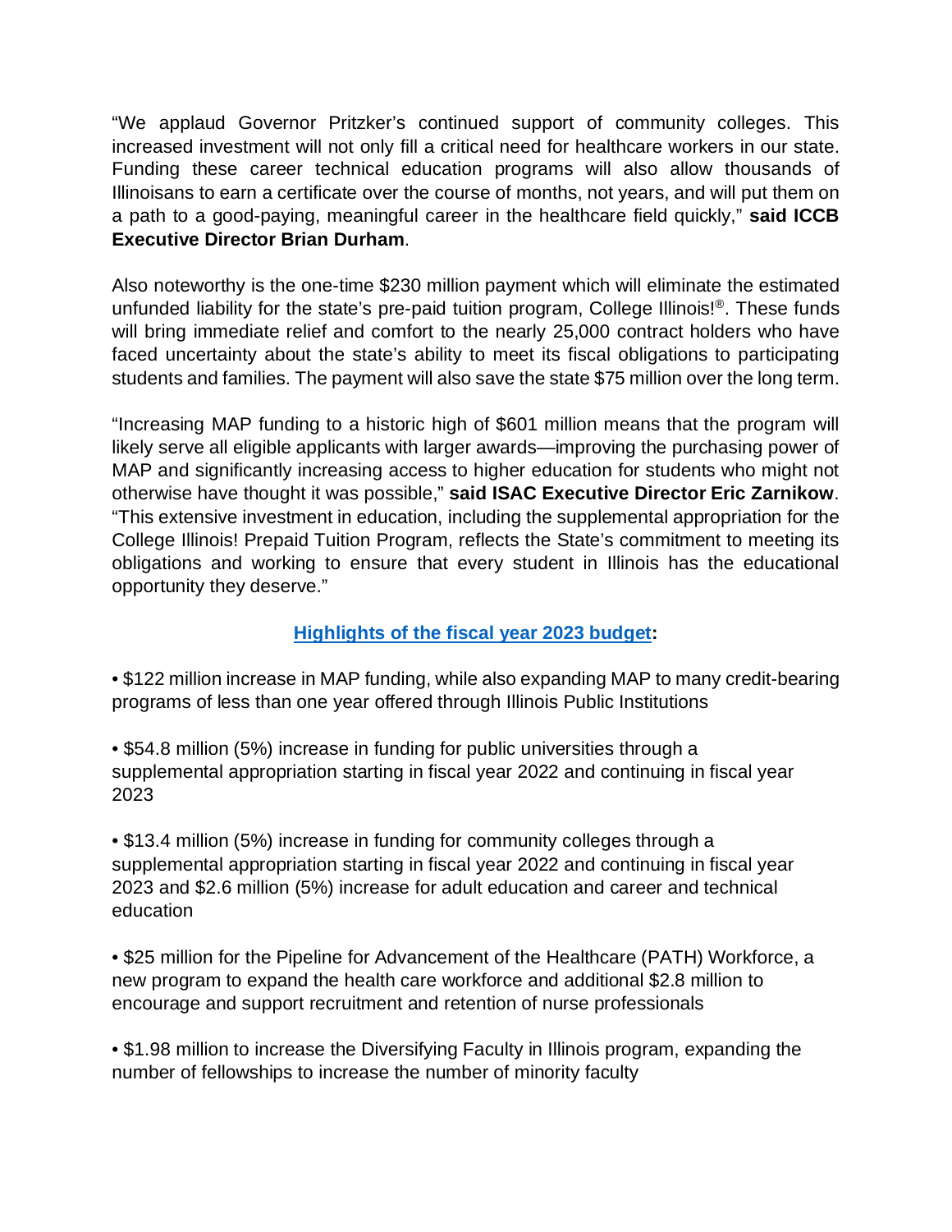"We applaud Governor Pritzker's continued support of community colleges. This increased investment will not only fill a critical need for healthcare workers in our state. Funding these career technical education programs will also allow thousands of Illinoisans to earn a certificate over the course of months, not years, and will put them on a path to a good-paying, meaningful career in the healthcare field quickly," **said ICCB Executive Director Brian Durham**.

Also noteworthy is the one-time $230 million payment which will eliminate the estimated unfunded liability for the state's pre-paid tuition program, College Illinois!®. These funds will bring immediate relief and comfort to the nearly 25,000 contract holders who have faced uncertainty about the state's ability to meet its fiscal obligations to participating students and families. The payment will also save the state $75 million over the long term.

"Increasing MAP funding to a historic high of $601 million means that the program will likely serve all eligible applicants with larger awards—improving the purchasing power of MAP and significantly increasing access to higher education for students who might not otherwise have thought it was possible," **said ISAC Executive Director Eric Zarnikow**. "This extensive investment in education, including the supplemental appropriation for the College Illinois! Prepaid Tuition Program, reflects the State's commitment to meeting its obligations and working to ensure that every student in Illinois has the educational opportunity they deserve."

**Highlights of the fiscal year 2023 budget:**

- $122 million increase in MAP funding, while also expanding MAP to many credit-bearing programs of less than one year offered through Illinois Public Institutions

- $54.8 million (5%) increase in funding for public universities through a supplemental appropriation starting in fiscal year 2022 and continuing in fiscal year 2023

- $13.4 million (5%) increase in funding for community colleges through a supplemental appropriation starting in fiscal year 2022 and continuing in fiscal year 2023 and $2.6 million (5%) increase for adult education and career and technical education

- $25 million for the Pipeline for Advancement of the Healthcare (PATH) Workforce, a new program to expand the health care workforce and additional $2.8 million to encourage and support recruitment and retention of nurse professionals

- $1.98 million to increase the Diversifying Faculty in Illinois program, expanding the number of fellowships to increase the number of minority faculty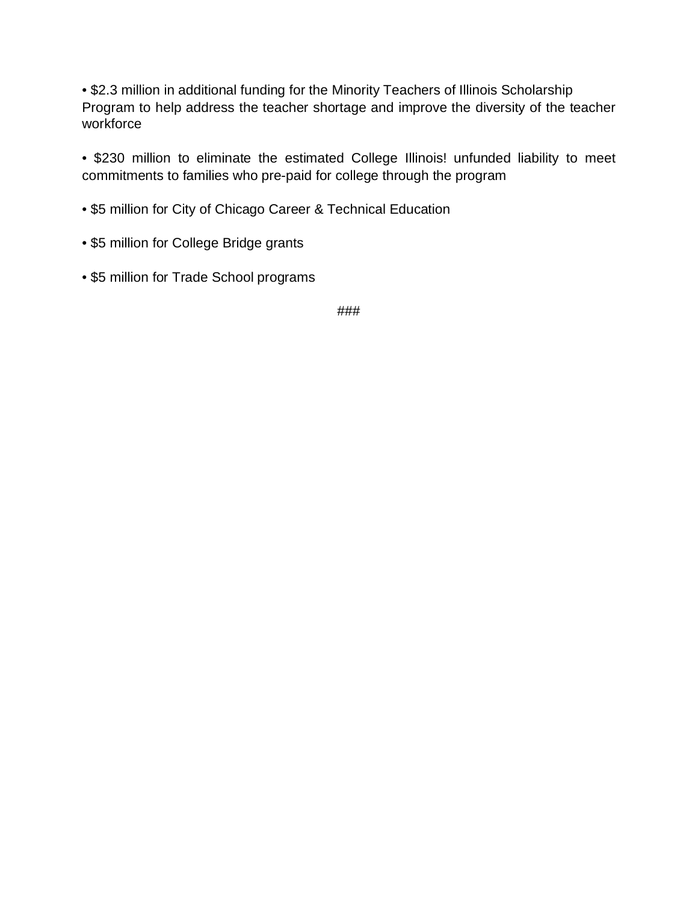- $2.3 million in additional funding for the Minority Teachers of Illinois Scholarship Program to help address the teacher shortage and improve the diversity of the teacher workforce

- $230 million to eliminate the estimated College Illinois! unfunded liability to meet commitments to families who pre-paid for college through the program

- $5 million for City of Chicago Career & Technical Education

- $5 million for College Bridge grants

- $5 million for Trade School programs

###